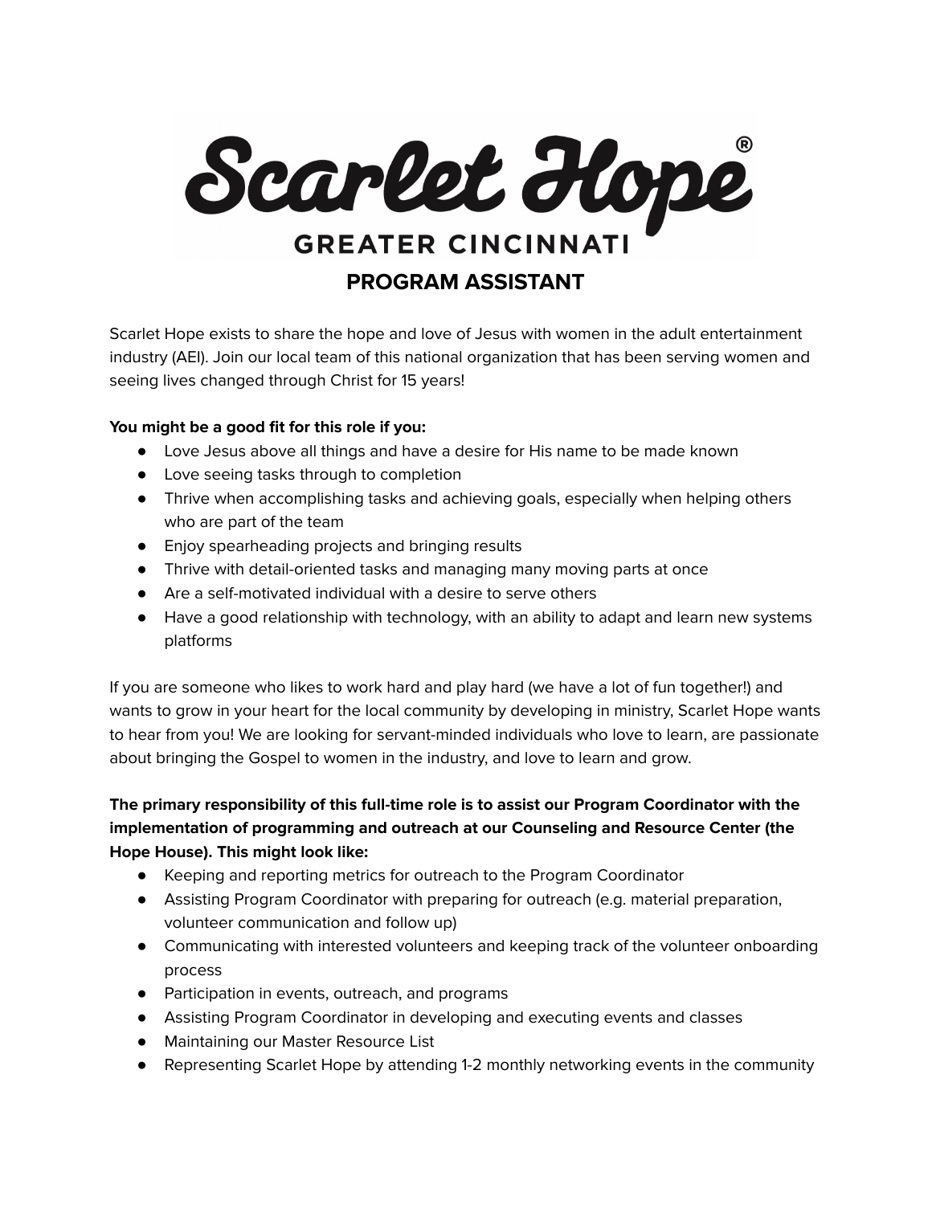# Scarlet Hope®

GREATER CINCINNATI

## PROGRAM ASSISTANT

Scarlet Hope exists to share the hope and love of Jesus with women in the adult entertainment industry (AEI). Join our local team of this national organization that has been serving women and seeing lives changed through Christ for 15 years!

**You might be a good fit for this role if you:**

- Love Jesus above all things and have a desire for His name to be made known
- Love seeing tasks through to completion
- Thrive when accomplishing tasks and achieving goals, especially when helping others who are part of the team
- Enjoy spearheading projects and bringing results
- Thrive with detail-oriented tasks and managing many moving parts at once
- Are a self-motivated individual with a desire to serve others
- Have a good relationship with technology, with an ability to adapt and learn new systems platforms

If you are someone who likes to work hard and play hard (we have a lot of fun together!) and wants to grow in your heart for the local community by developing in ministry, Scarlet Hope wants to hear from you! We are looking for servant-minded individuals who love to learn, are passionate about bringing the Gospel to women in the industry, and love to learn and grow.

**The primary responsibility of this full-time role is to assist our Program Coordinator with the implementation of programming and outreach at our Counseling and Resource Center (the Hope House). This might look like:**

- Keeping and reporting metrics for outreach to the Program Coordinator
- Assisting Program Coordinator with preparing for outreach (e.g. material preparation, volunteer communication and follow up)
- Communicating with interested volunteers and keeping track of the volunteer onboarding process
- Participation in events, outreach, and programs
- Assisting Program Coordinator in developing and executing events and classes
- Maintaining our Master Resource List
- Representing Scarlet Hope by attending 1-2 monthly networking events in the community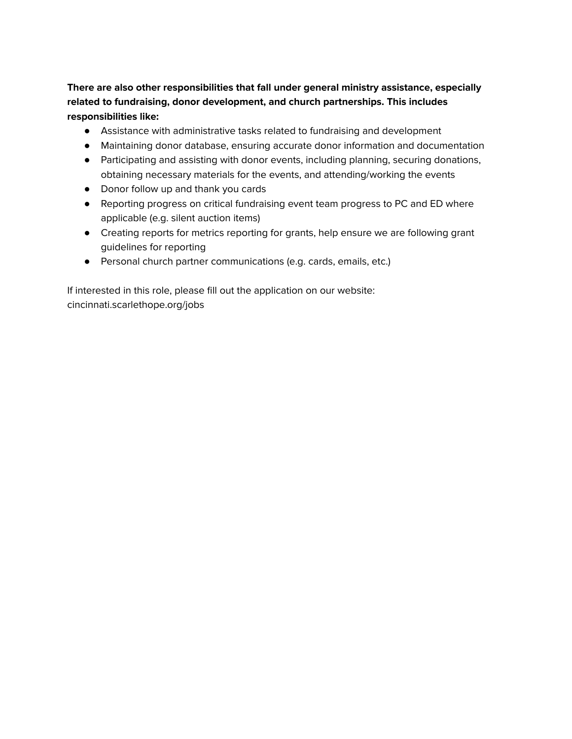**There are also other responsibilities that fall under general ministry assistance, especially related to fundraising, donor development, and church partnerships. This includes responsibilities like:**

- Assistance with administrative tasks related to fundraising and development
- Maintaining donor database, ensuring accurate donor information and documentation
- Participating and assisting with donor events, including planning, securing donations, obtaining necessary materials for the events, and attending/working the events
- Donor follow up and thank you cards
- Reporting progress on critical fundraising event team progress to PC and ED where applicable (e.g. silent auction items)
- Creating reports for metrics reporting for grants, help ensure we are following grant guidelines for reporting
- Personal church partner communications (e.g. cards, emails, etc.)

If interested in this role, please fill out the application on our website: cincinnati.scarlethope.org/jobs